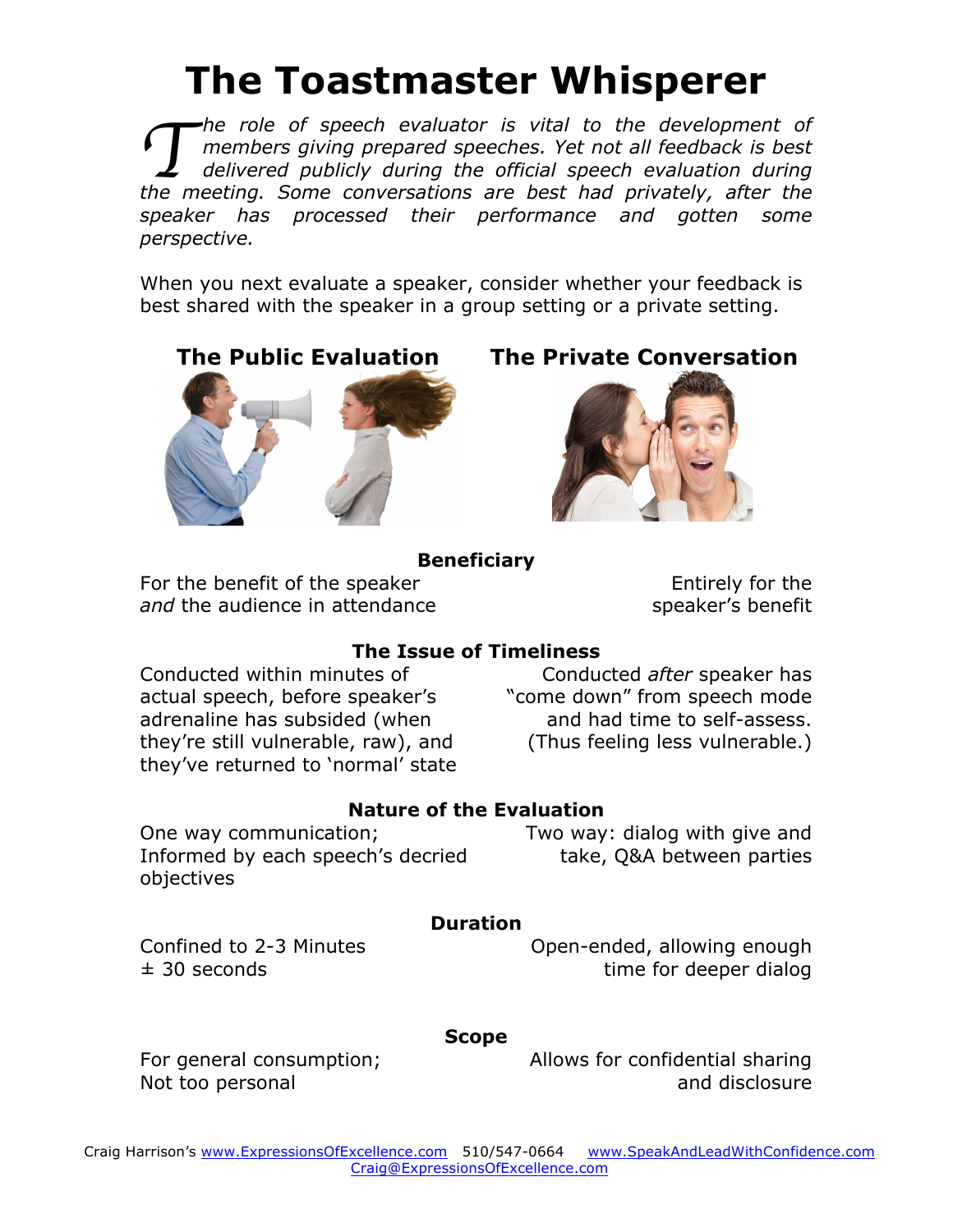# The Toastmaster Whisperer

*The role of speech evaluator is vital to the development of members giving prepared speeches. Yet not all feedback is best delivered publicly during the official speech evaluation during the meeting. Some conversations are best had privately, after the speaker has processed their performance and gotten some perspective.*

When you next evaluate a speaker, consider whether your feedback is best shared with the speaker in a group setting or a private setting.

| | **The Public Evaluation** | **The Private Conversation** |
|---|---|---|
| **Beneficiary** | For the benefit of the speaker *and* the audience in attendance | Entirely for the speaker's benefit |
| **The Issue of Timeliness** | Conducted within minutes of actual speech, before speaker's adrenaline has subsided (when they're still vulnerable, raw), and they've returned to 'normal' state | Conducted *after* speaker has "come down" from speech mode and had time to self-assess. (Thus feeling less vulnerable.) |
| **Nature of the Evaluation** | One way communication; Informed by each speech's decried objectives | Two way: dialog with give and take, Q&A between parties |
| **Duration** | Confined to 2-3 Minutes ± 30 seconds | Open-ended, allowing enough time for deeper dialog |
| **Scope** | For general consumption; Not too personal | Allows for confidential sharing and disclosure |

Craig Harrison's www.ExpressionsOfExcellence.com 510/547-0664 www.SpeakAndLeadWithConfidence.com Craig@ExpressionsOfExcellence.com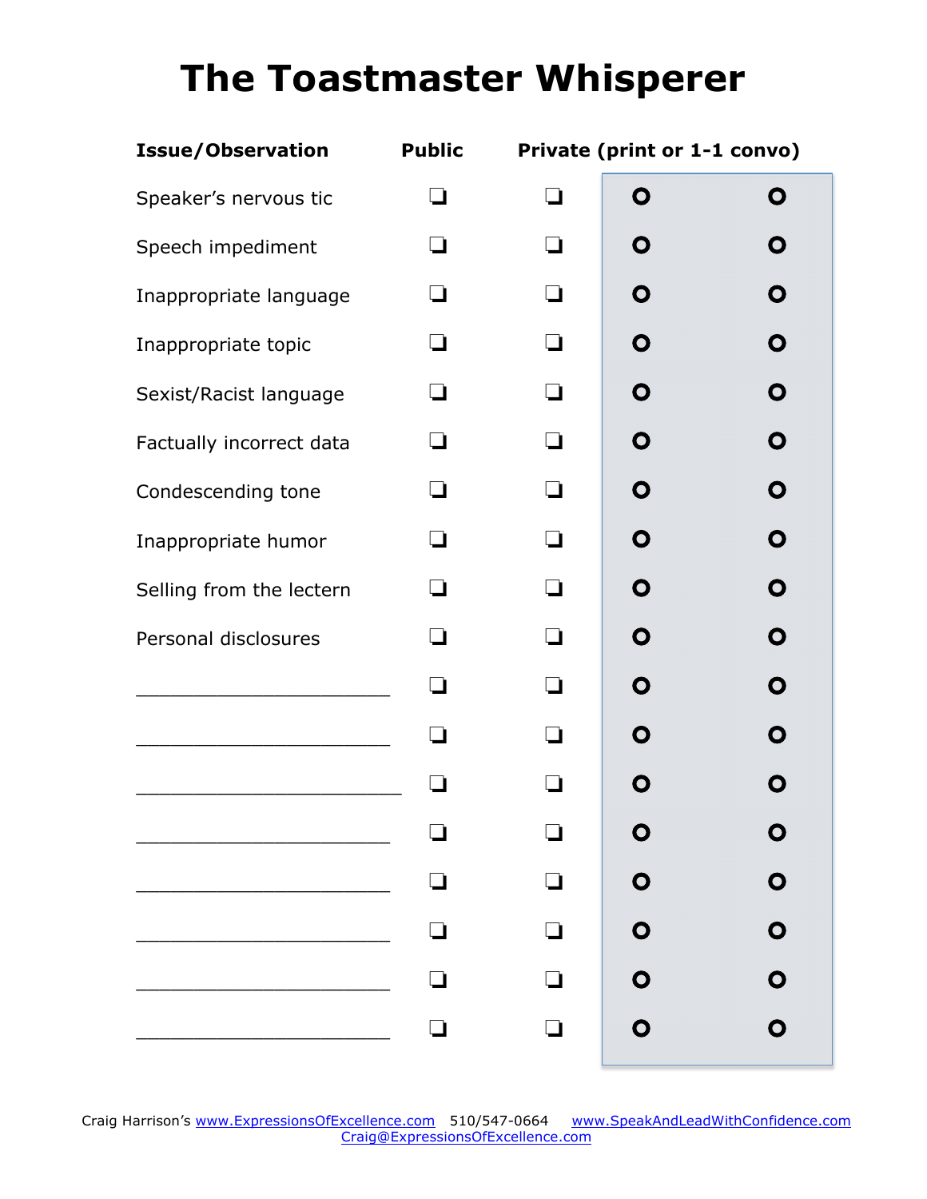# The Toastmaster Whisperer

| Issue/Observation | Public | Private (print or 1-1 convo) | | |
|---|---|---|---|---|
| Speaker's nervous tic | ❑ | ❑ | ○ | ○ |
| Speech impediment | ❑ | ❑ | ○ | ○ |
| Inappropriate language | ❑ | ❑ | ○ | ○ |
| Inappropriate topic | ❑ | ❑ | ○ | ○ |
| Sexist/Racist language | ❑ | ❑ | ○ | ○ |
| Factually incorrect data | ❑ | ❑ | ○ | ○ |
| Condescending tone | ❑ | ❑ | ○ | ○ |
| Inappropriate humor | ❑ | ❑ | ○ | ○ |
| Selling from the lectern | ❑ | ❑ | ○ | ○ |
| Personal disclosures | ❑ | ❑ | ○ | ○ |
| ________________________ | ❑ | ❑ | ○ | ○ |
| ________________________ | ❑ | ❑ | ○ | ○ |
| ________________________ | ❑ | ❑ | ○ | ○ |
| ________________________ | ❑ | ❑ | ○ | ○ |
| ________________________ | ❑ | ❑ | ○ | ○ |
| ________________________ | ❑ | ❑ | ○ | ○ |
| ________________________ | ❑ | ❑ | ○ | ○ |
| ________________________ | ❑ | ❑ | ○ | ○ |

Craig Harrison's www.ExpressionsOfExcellence.com 510/547-0664 www.SpeakAndLeadWithConfidence.com
Craig@ExpressionsOfExcellence.com